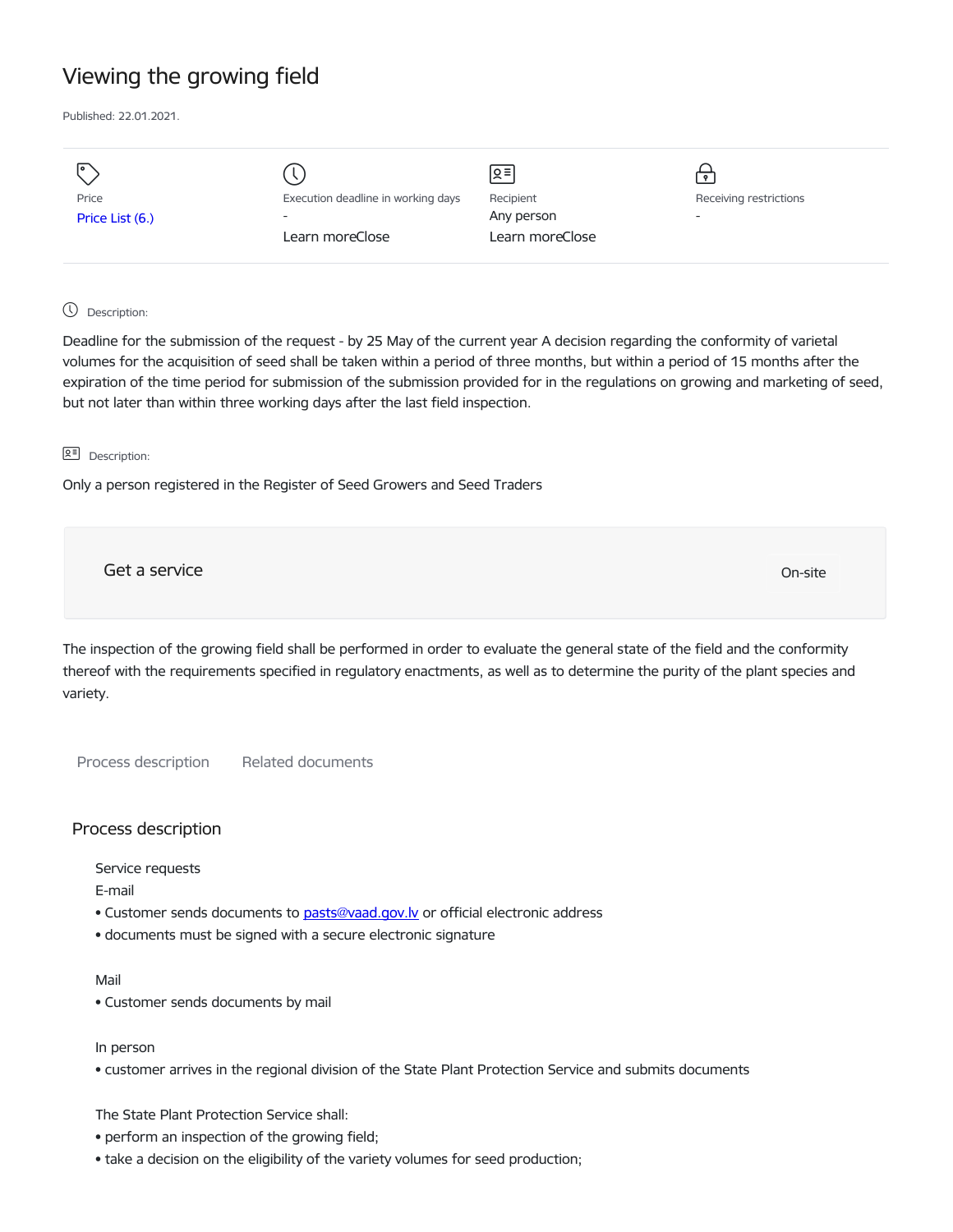# Viewing the growing field

Published: 22.01.2021.

| Price | Execution deadline in working days | Recipient | Receiving restrictions |
|---|---|---|---|
| Price List (6.) | - | Any person | - |
| | Learn moreClose | Learn moreClose | |

Description:

Deadline for the submission of the request - by 25 May of the current year A decision regarding the conformity of varietal volumes for the acquisition of seed shall be taken within a period of three months, but within a period of 15 months after the expiration of the time period for submission of the submission provided for in the regulations on growing and marketing of seed, but not later than within three working days after the last field inspection.

Description:

Only a person registered in the Register of Seed Growers and Seed Traders

Get a service

On-site

The inspection of the growing field shall be performed in order to evaluate the general state of the field and the conformity thereof with the requirements specified in regulatory enactments, as well as to determine the purity of the plant species and variety.

Process description    Related documents

## Process description

Service requests

E-mail

- Customer sends documents to pasts@vaad.gov.lv or official electronic address
- documents must be signed with a secure electronic signature

Mail

- Customer sends documents by mail

In person

- customer arrives in the regional division of the State Plant Protection Service and submits documents

The State Plant Protection Service shall:

- perform an inspection of the growing field;
- take a decision on the eligibility of the variety volumes for seed production;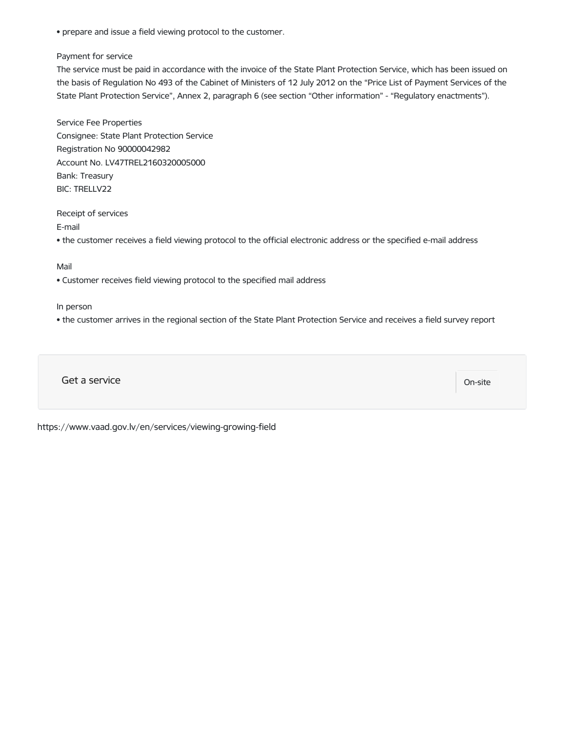- prepare and issue a field viewing protocol to the customer.

Payment for service

The service must be paid in accordance with the invoice of the State Plant Protection Service, which has been issued on the basis of Regulation No 493 of the Cabinet of Ministers of 12 July 2012 on the "Price List of Payment Services of the State Plant Protection Service", Annex 2, paragraph 6 (see section "Other information" - "Regulatory enactments").

Service Fee Properties

Consignee: State Plant Protection Service

Registration No 90000042982

Account No. LV47TREL2160320005000

Bank: Treasury

BIC: TRELLV22

Receipt of services

E-mail

- the customer receives a field viewing protocol to the official electronic address or the specified e-mail address

Mail

- Customer receives field viewing protocol to the specified mail address

In person

- the customer arrives in the regional section of the State Plant Protection Service and receives a field survey report

Get a service

On-site

https://www.vaad.gov.lv/en/services/viewing-growing-field